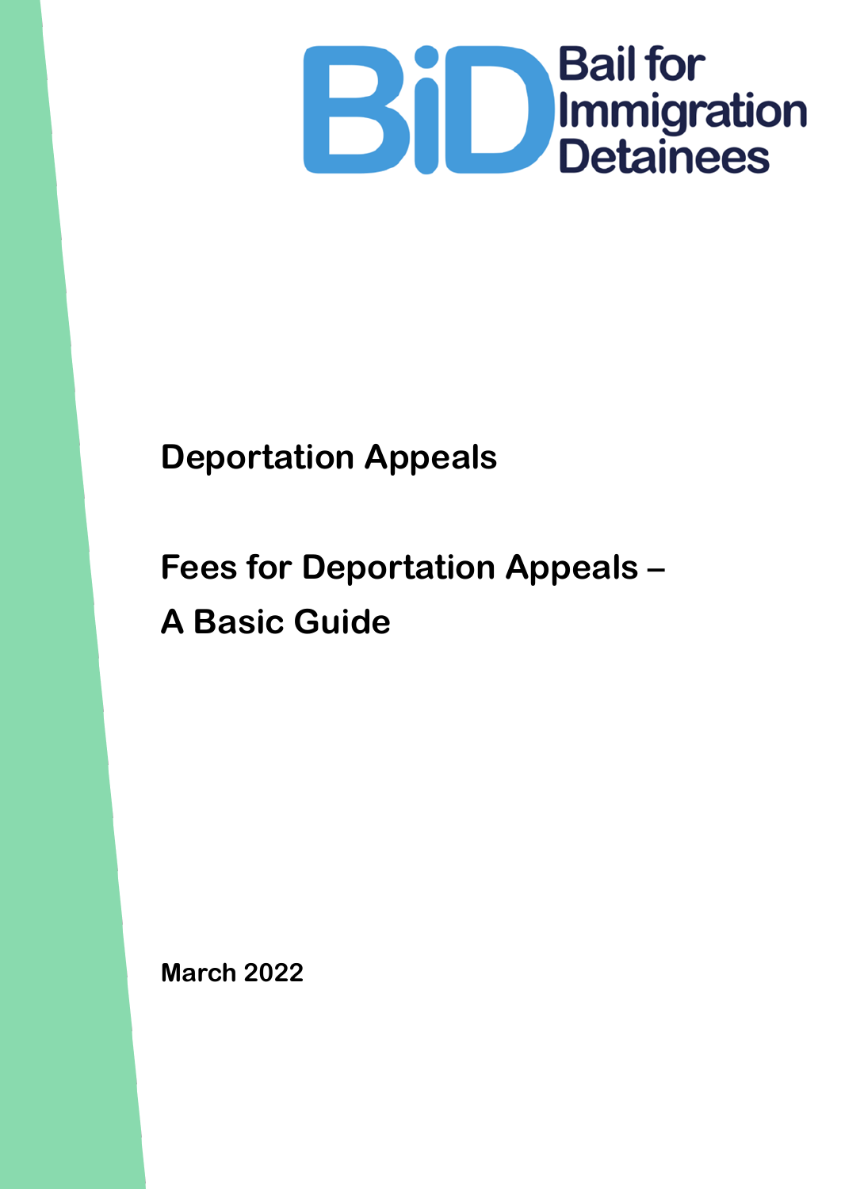BiD Bail for Immigration Detainees

# Deportation Appeals

# Fees for Deportation Appeals – A Basic Guide

**March 2022**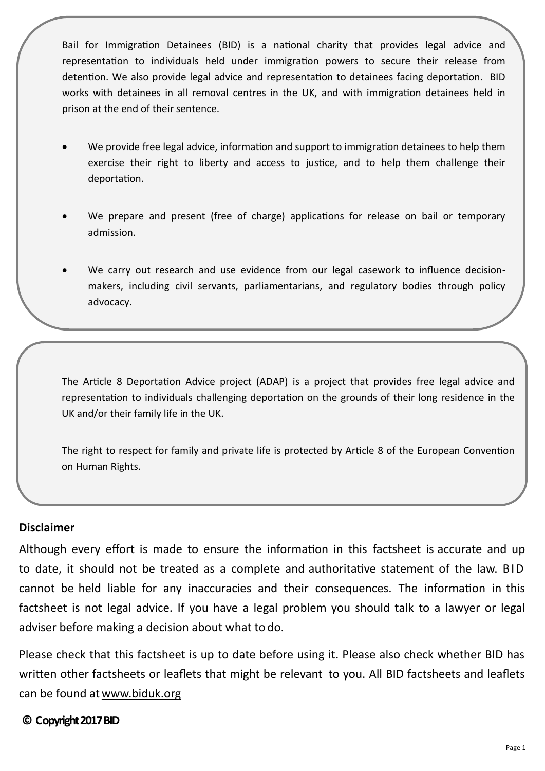Bail for Immigration Detainees (BID) is a national charity that provides legal advice and representation to individuals held under immigration powers to secure their release from detention. We also provide legal advice and representation to detainees facing deportation. BID works with detainees in all removal centres in the UK, and with immigration detainees held in prison at the end of their sentence.

- We provide free legal advice, information and support to immigration detainees to help them exercise their right to liberty and access to justice, and to help them challenge their deportation.
- We prepare and present (free of charge) applications for release on bail or temporary admission.
- We carry out research and use evidence from our legal casework to influence decision-makers, including civil servants, parliamentarians, and regulatory bodies through policy advocacy.

The Article 8 Deportation Advice project (ADAP) is a project that provides free legal advice and representation to individuals challenging deportation on the grounds of their long residence in the UK and/or their family life in the UK.

The right to respect for family and private life is protected by Article 8 of the European Convention on Human Rights.

**Disclaimer**

Although every effort is made to ensure the information in this factsheet is accurate and up to date, it should not be treated as a complete and authoritative statement of the law. BID cannot be held liable for any inaccuracies and their consequences. The information in this factsheet is not legal advice. If you have a legal problem you should talk to a lawyer or legal adviser before making a decision about what to do.

Please check that this factsheet is up to date before using it. Please also check whether BID has written other factsheets or leaflets that might be relevant to you. All BID factsheets and leaflets can be found at www.biduk.org

**© Copyright 2017 BID**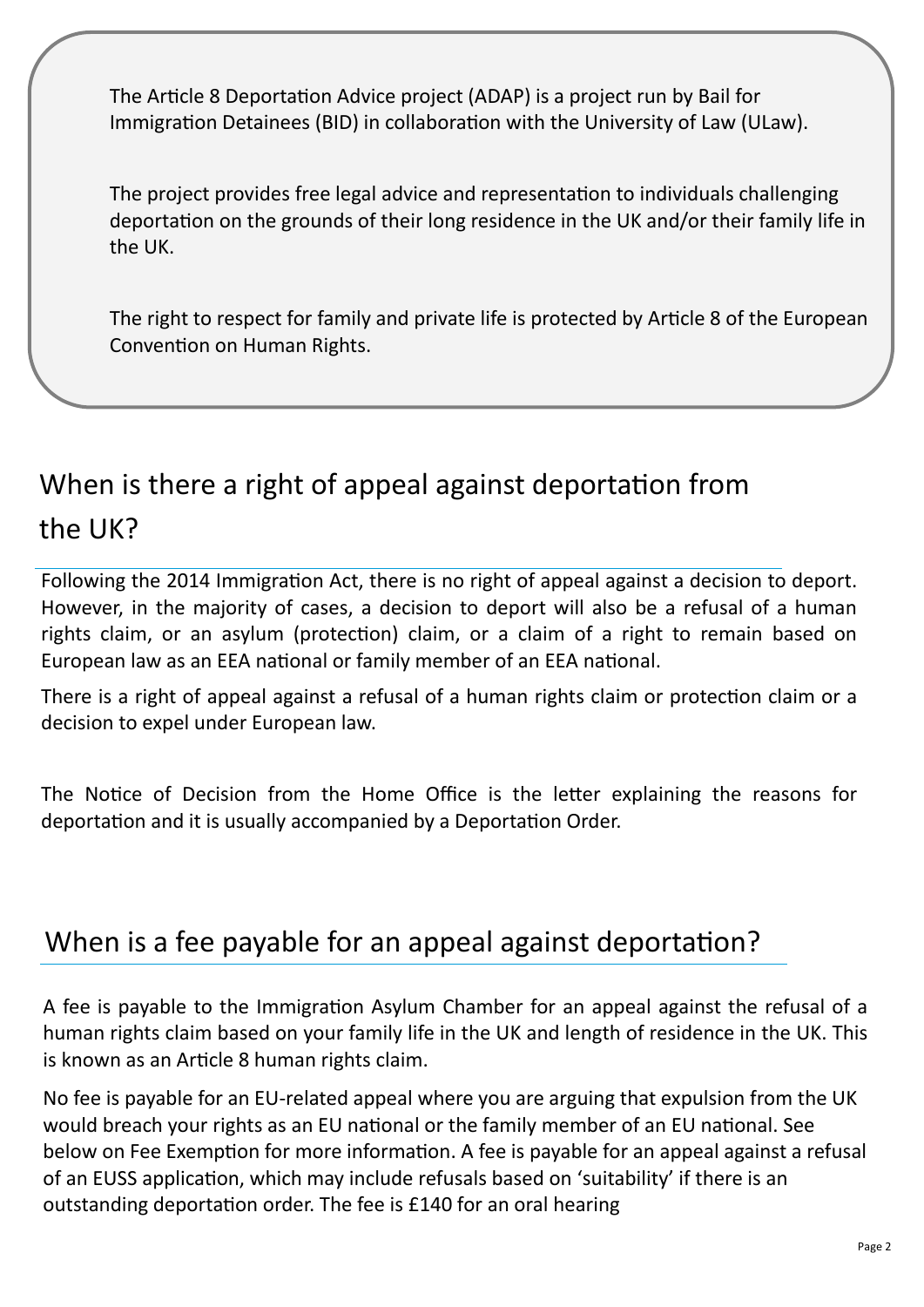The Article 8 Deportation Advice project (ADAP) is a project run by Bail for Immigration Detainees (BID) in collaboration with the University of Law (ULaw).

The project provides free legal advice and representation to individuals challenging deportation on the grounds of their long residence in the UK and/or their family life in the UK.

The right to respect for family and private life is protected by Article 8 of the European Convention on Human Rights.

## When is there a right of appeal against deportation from the UK?

Following the 2014 Immigration Act, there is no right of appeal against a decision to deport. However, in the majority of cases, a decision to deport will also be a refusal of a human rights claim, or an asylum (protection) claim, or a claim of a right to remain based on European law as an EEA national or family member of an EEA national.

There is a right of appeal against a refusal of a human rights claim or protection claim or a decision to expel under European law.

The Notice of Decision from the Home Office is the letter explaining the reasons for deportation and it is usually accompanied by a Deportation Order.

## When is a fee payable for an appeal against deportation?

A fee is payable to the Immigration Asylum Chamber for an appeal against the refusal of a human rights claim based on your family life in the UK and length of residence in the UK. This is known as an Article 8 human rights claim.

No fee is payable for an EU-related appeal where you are arguing that expulsion from the UK would breach your rights as an EU national or the family member of an EU national. See below on Fee Exemption for more information. A fee is payable for an appeal against a refusal of an EUSS application, which may include refusals based on 'suitability' if there is an outstanding deportation order. The fee is £140 for an oral hearing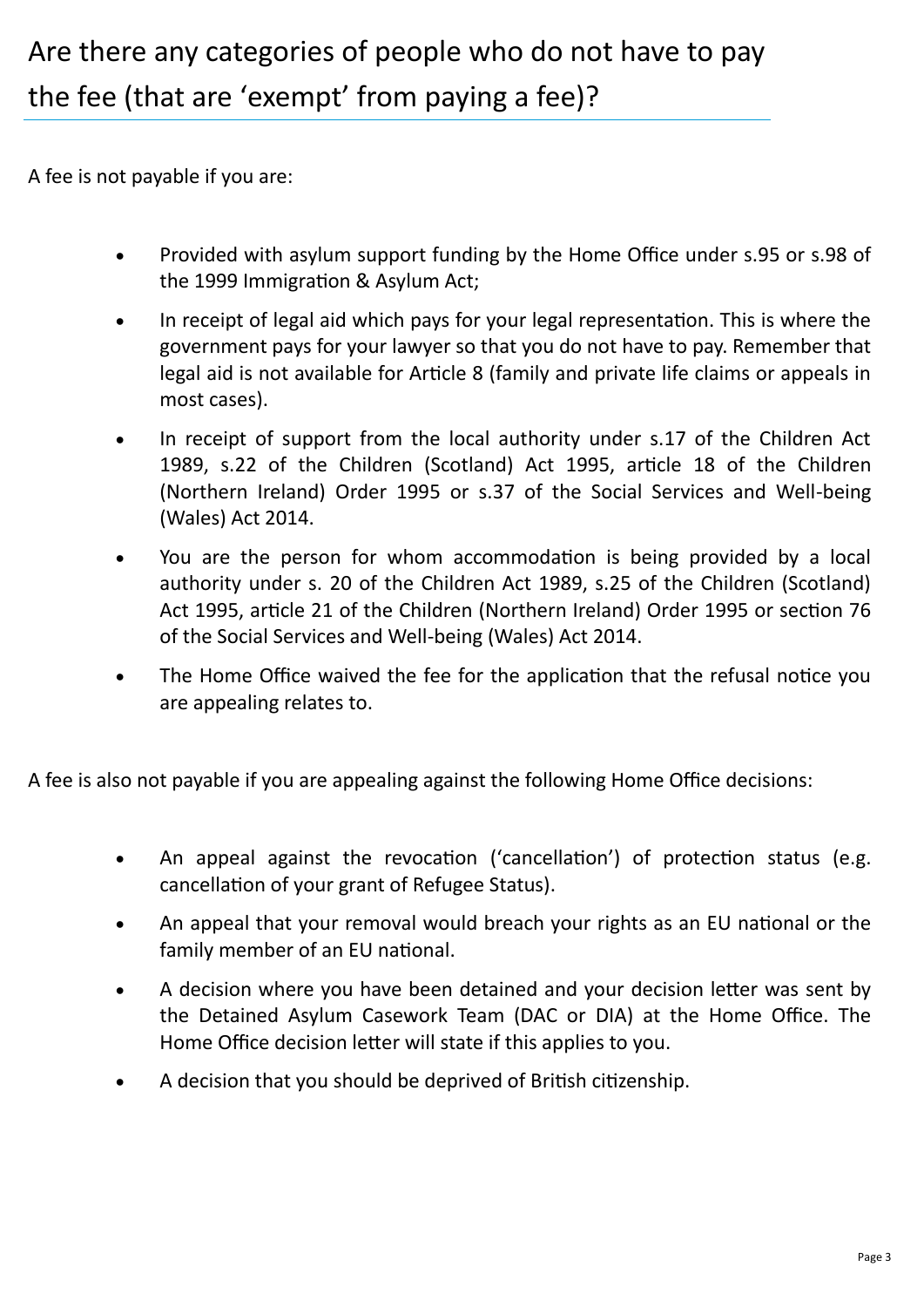# Are there any categories of people who do not have to pay the fee (that are 'exempt' from paying a fee)?

A fee is not payable if you are:

- Provided with asylum support funding by the Home Office under s.95 or s.98 of the 1999 Immigration & Asylum Act;
- In receipt of legal aid which pays for your legal representation. This is where the government pays for your lawyer so that you do not have to pay. Remember that legal aid is not available for Article 8 (family and private life claims or appeals in most cases).
- In receipt of support from the local authority under s.17 of the Children Act 1989, s.22 of the Children (Scotland) Act 1995, article 18 of the Children (Northern Ireland) Order 1995 or s.37 of the Social Services and Well-being (Wales) Act 2014.
- You are the person for whom accommodation is being provided by a local authority under s. 20 of the Children Act 1989, s.25 of the Children (Scotland) Act 1995, article 21 of the Children (Northern Ireland) Order 1995 or section 76 of the Social Services and Well-being (Wales) Act 2014.
- The Home Office waived the fee for the application that the refusal notice you are appealing relates to.

A fee is also not payable if you are appealing against the following Home Office decisions:

- An appeal against the revocation ('cancellation') of protection status (e.g. cancellation of your grant of Refugee Status).
- An appeal that your removal would breach your rights as an EU national or the family member of an EU national.
- A decision where you have been detained and your decision letter was sent by the Detained Asylum Casework Team (DAC or DIA) at the Home Office. The Home Office decision letter will state if this applies to you.
- A decision that you should be deprived of British citizenship.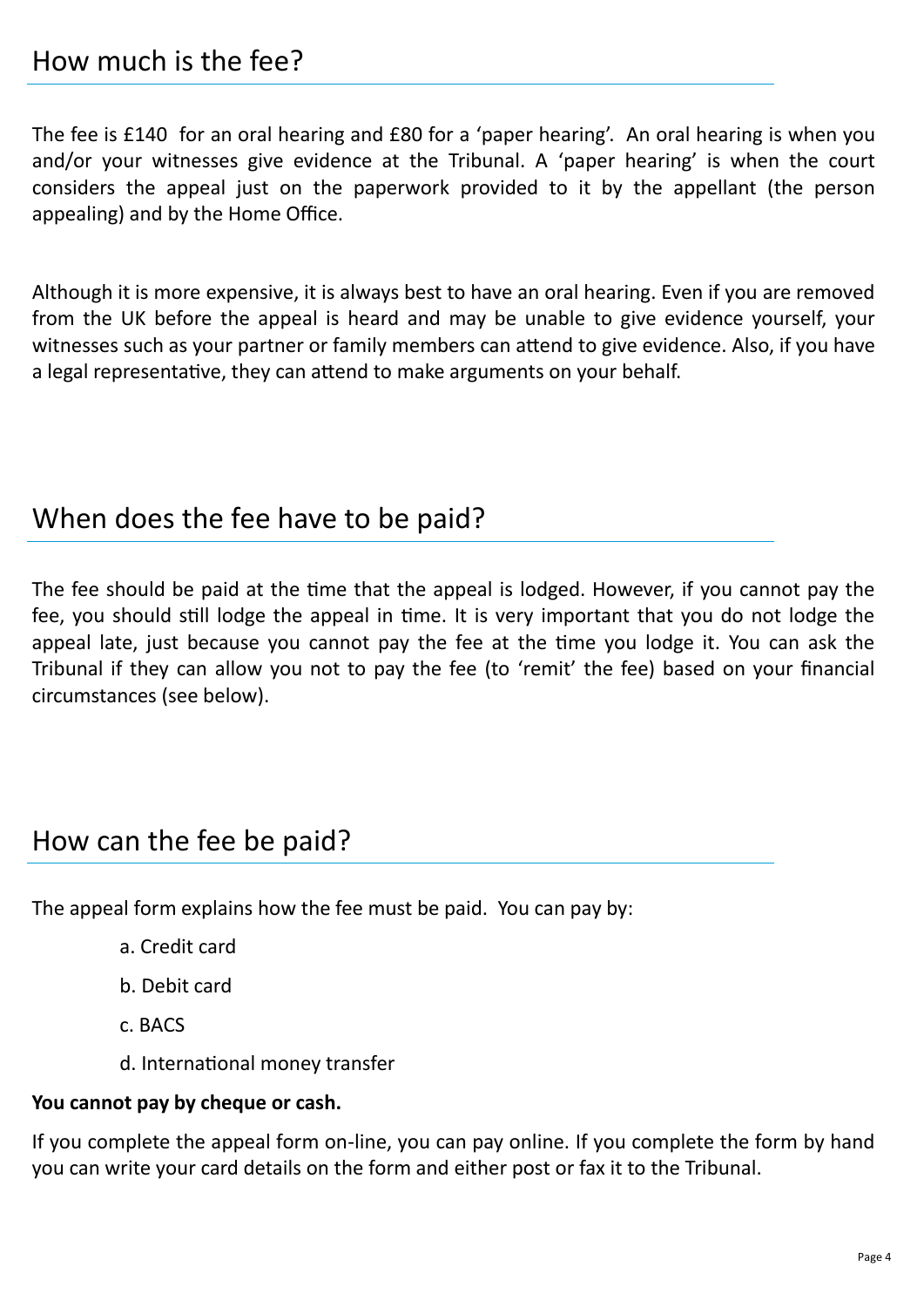## How much is the fee?

The fee is £140  for an oral hearing and £80 for a 'paper hearing'.  An oral hearing is when you and/or your witnesses give evidence at the Tribunal. A 'paper hearing' is when the court considers the appeal just on the paperwork provided to it by the appellant (the person appealing) and by the Home Office.

Although it is more expensive, it is always best to have an oral hearing. Even if you are removed from the UK before the appeal is heard and may be unable to give evidence yourself, your witnesses such as your partner or family members can attend to give evidence. Also, if you have a legal representative, they can attend to make arguments on your behalf.

## When does the fee have to be paid?

The fee should be paid at the time that the appeal is lodged. However, if you cannot pay the fee, you should still lodge the appeal in time. It is very important that you do not lodge the appeal late, just because you cannot pay the fee at the time you lodge it. You can ask the Tribunal if they can allow you not to pay the fee (to 'remit' the fee) based on your financial circumstances (see below).

## How can the fee be paid?

The appeal form explains how the fee must be paid.  You can pay by:

a. Credit card

b. Debit card

c. BACS

d. International money transfer

**You cannot pay by cheque or cash.**

If you complete the appeal form on-line, you can pay online. If you complete the form by hand you can write your card details on the form and either post or fax it to the Tribunal.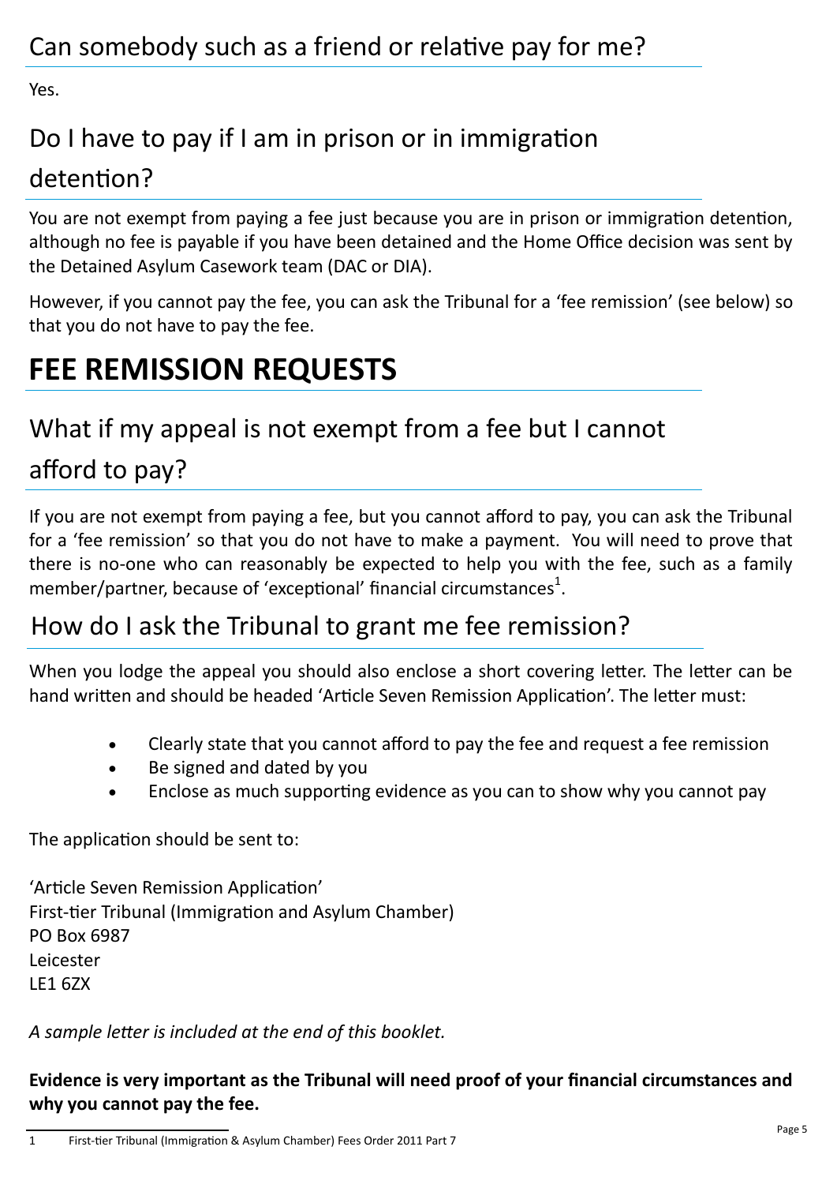## Can somebody such as a friend or relative pay for me?

Yes.

## Do I have to pay if I am in prison or in immigration detention?

You are not exempt from paying a fee just because you are in prison or immigration detention, although no fee is payable if you have been detained and the Home Office decision was sent by the Detained Asylum Casework team (DAC or DIA).

However, if you cannot pay the fee, you can ask the Tribunal for a 'fee remission' (see below) so that you do not have to pay the fee.

# FEE REMISSION REQUESTS

## What if my appeal is not exempt from a fee but I cannot afford to pay?

If you are not exempt from paying a fee, but you cannot afford to pay, you can ask the Tribunal for a 'fee remission' so that you do not have to make a payment. You will need to prove that there is no-one who can reasonably be expected to help you with the fee, such as a family member/partner, because of 'exceptional' financial circumstances[1].

## How do I ask the Tribunal to grant me fee remission?

When you lodge the appeal you should also enclose a short covering letter. The letter can be hand written and should be headed 'Article Seven Remission Application'. The letter must:

- Clearly state that you cannot afford to pay the fee and request a fee remission
- Be signed and dated by you
- Enclose as much supporting evidence as you can to show why you cannot pay

The application should be sent to:

'Article Seven Remission Application'
First-tier Tribunal (Immigration and Asylum Chamber)
PO Box 6987
Leicester
LE1 6ZX

*A sample letter is included at the end of this booklet.*

**Evidence is very important as the Tribunal will need proof of your financial circumstances and why you cannot pay the fee.**

---

1 First-tier Tribunal (Immigration & Asylum Chamber) Fees Order 2011 Part 7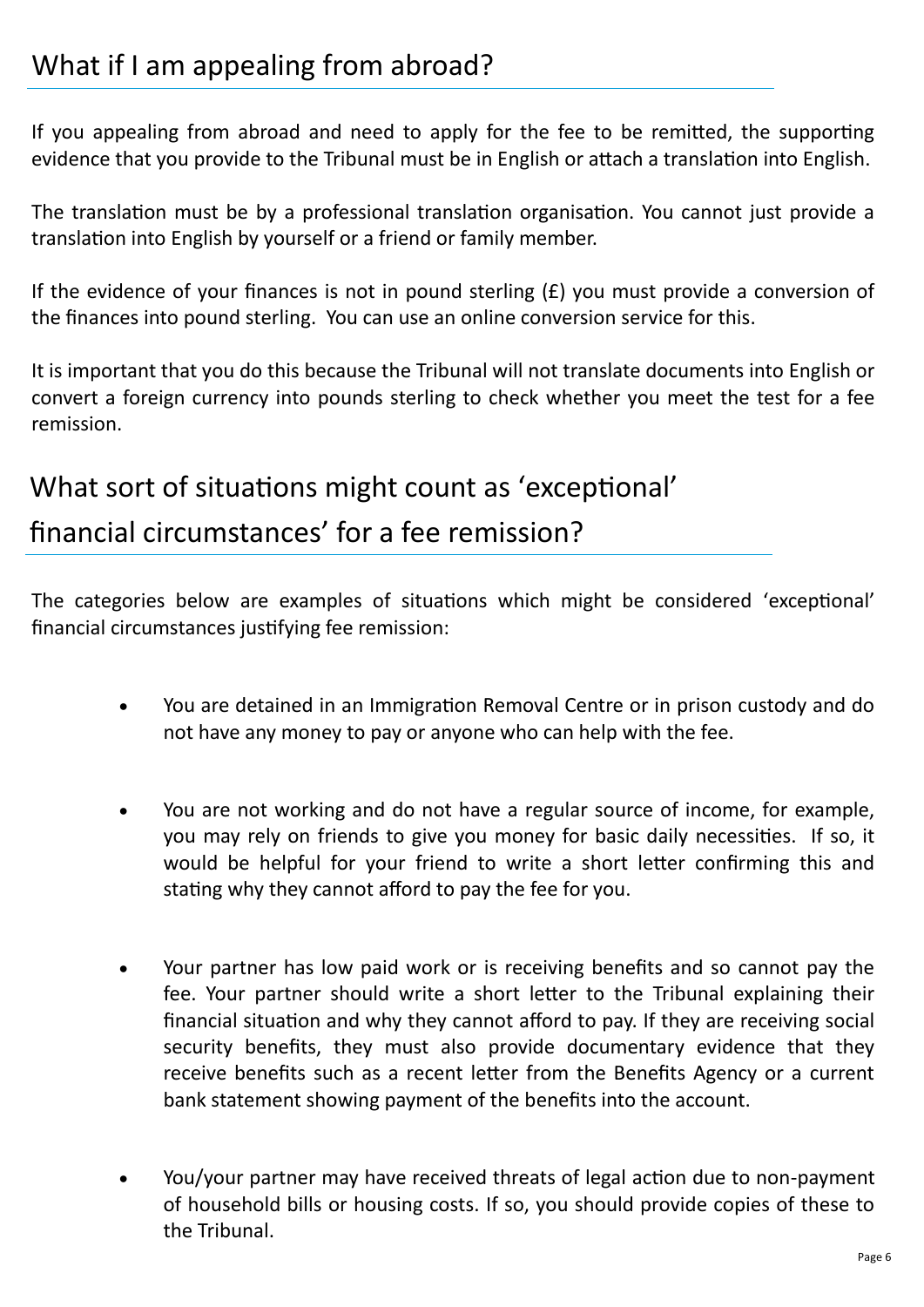## What if I am appealing from abroad?

If you appealing from abroad and need to apply for the fee to be remitted, the supporting evidence that you provide to the Tribunal must be in English or attach a translation into English.

The translation must be by a professional translation organisation. You cannot just provide a translation into English by yourself or a friend or family member.

If the evidence of your finances is not in pound sterling (£) you must provide a conversion of the finances into pound sterling. You can use an online conversion service for this.

It is important that you do this because the Tribunal will not translate documents into English or convert a foreign currency into pounds sterling to check whether you meet the test for a fee remission.

## What sort of situations might count as 'exceptional' financial circumstances' for a fee remission?

The categories below are examples of situations which might be considered 'exceptional' financial circumstances justifying fee remission:

- You are detained in an Immigration Removal Centre or in prison custody and do not have any money to pay or anyone who can help with the fee.

- You are not working and do not have a regular source of income, for example, you may rely on friends to give you money for basic daily necessities. If so, it would be helpful for your friend to write a short letter confirming this and stating why they cannot afford to pay the fee for you.

- Your partner has low paid work or is receiving benefits and so cannot pay the fee. Your partner should write a short letter to the Tribunal explaining their financial situation and why they cannot afford to pay. If they are receiving social security benefits, they must also provide documentary evidence that they receive benefits such as a recent letter from the Benefits Agency or a current bank statement showing payment of the benefits into the account.

- You/your partner may have received threats of legal action due to non-payment of household bills or housing costs. If so, you should provide copies of these to the Tribunal.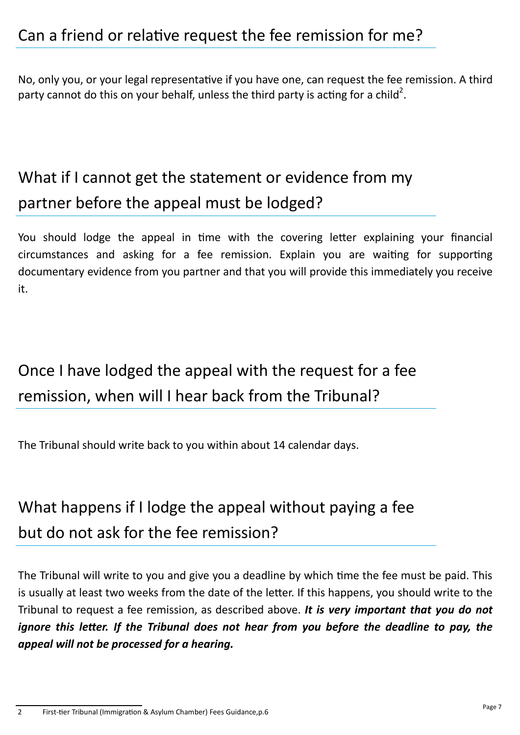## Can a friend or relative request the fee remission for me?

No, only you, or your legal representative if you have one, can request the fee remission. A third party cannot do this on your behalf, unless the third party is acting for a child[2].

## What if I cannot get the statement or evidence from my partner before the appeal must be lodged?

You should lodge the appeal in time with the covering letter explaining your financial circumstances and asking for a fee remission. Explain you are waiting for supporting documentary evidence from you partner and that you will provide this immediately you receive it.

## Once I have lodged the appeal with the request for a fee remission, when will I hear back from the Tribunal?

The Tribunal should write back to you within about 14 calendar days.

## What happens if I lodge the appeal without paying a fee but do not ask for the fee remission?

The Tribunal will write to you and give you a deadline by which time the fee must be paid. This is usually at least two weeks from the date of the letter. If this happens, you should write to the Tribunal to request a fee remission, as described above. ***It is very important that you do not ignore this letter. If the Tribunal does not hear from you before the deadline to pay, the appeal will not be processed for a hearing.***

---

2 First-tier Tribunal (Immigration & Asylum Chamber) Fees Guidance,p.6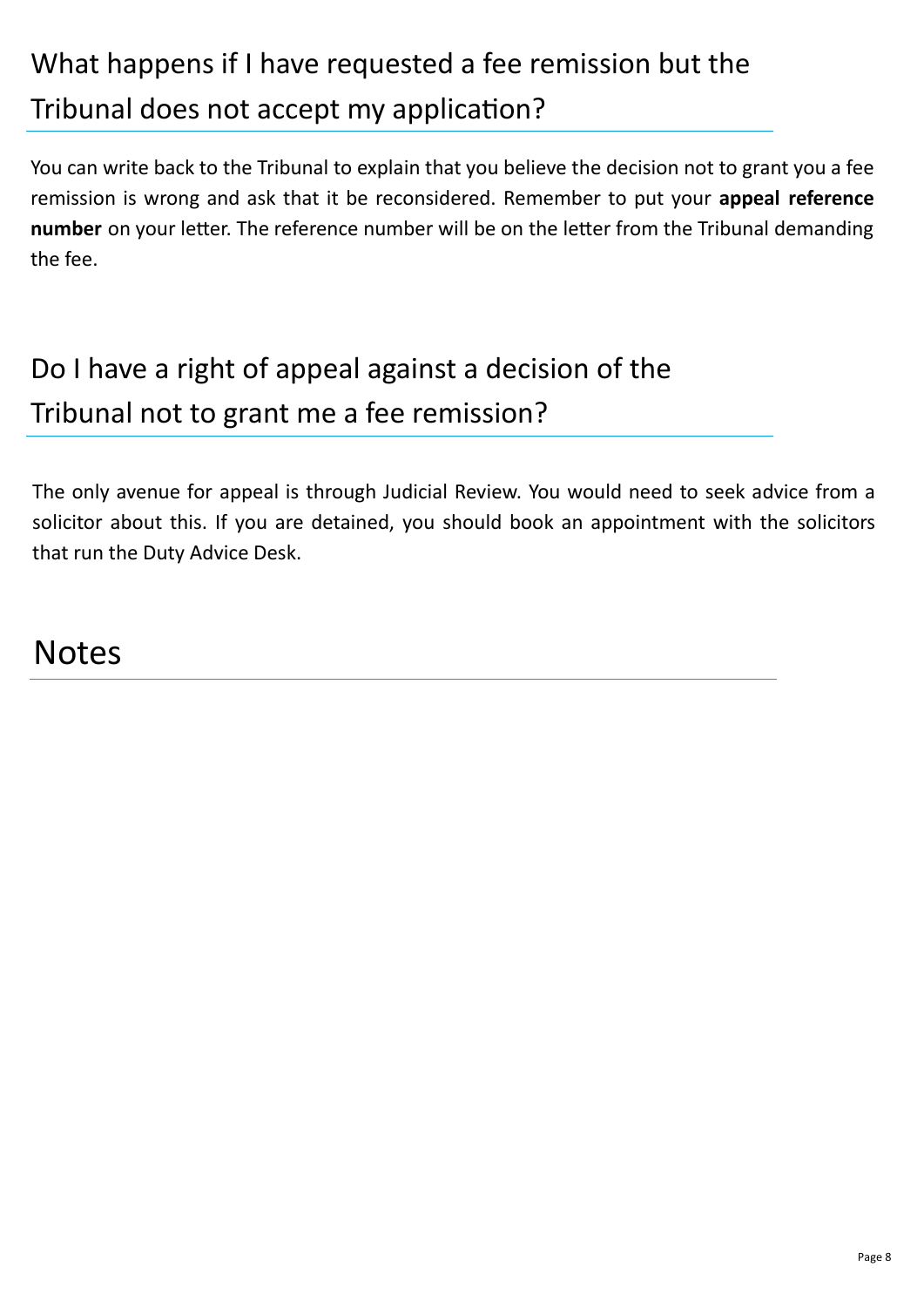## What happens if I have requested a fee remission but the Tribunal does not accept my application?

You can write back to the Tribunal to explain that you believe the decision not to grant you a fee remission is wrong and ask that it be reconsidered. Remember to put your **appeal reference number** on your letter. The reference number will be on the letter from the Tribunal demanding the fee.

## Do I have a right of appeal against a decision of the Tribunal not to grant me a fee remission?

The only avenue for appeal is through Judicial Review. You would need to seek advice from a solicitor about this. If you are detained, you should book an appointment with the solicitors that run the Duty Advice Desk.

# Notes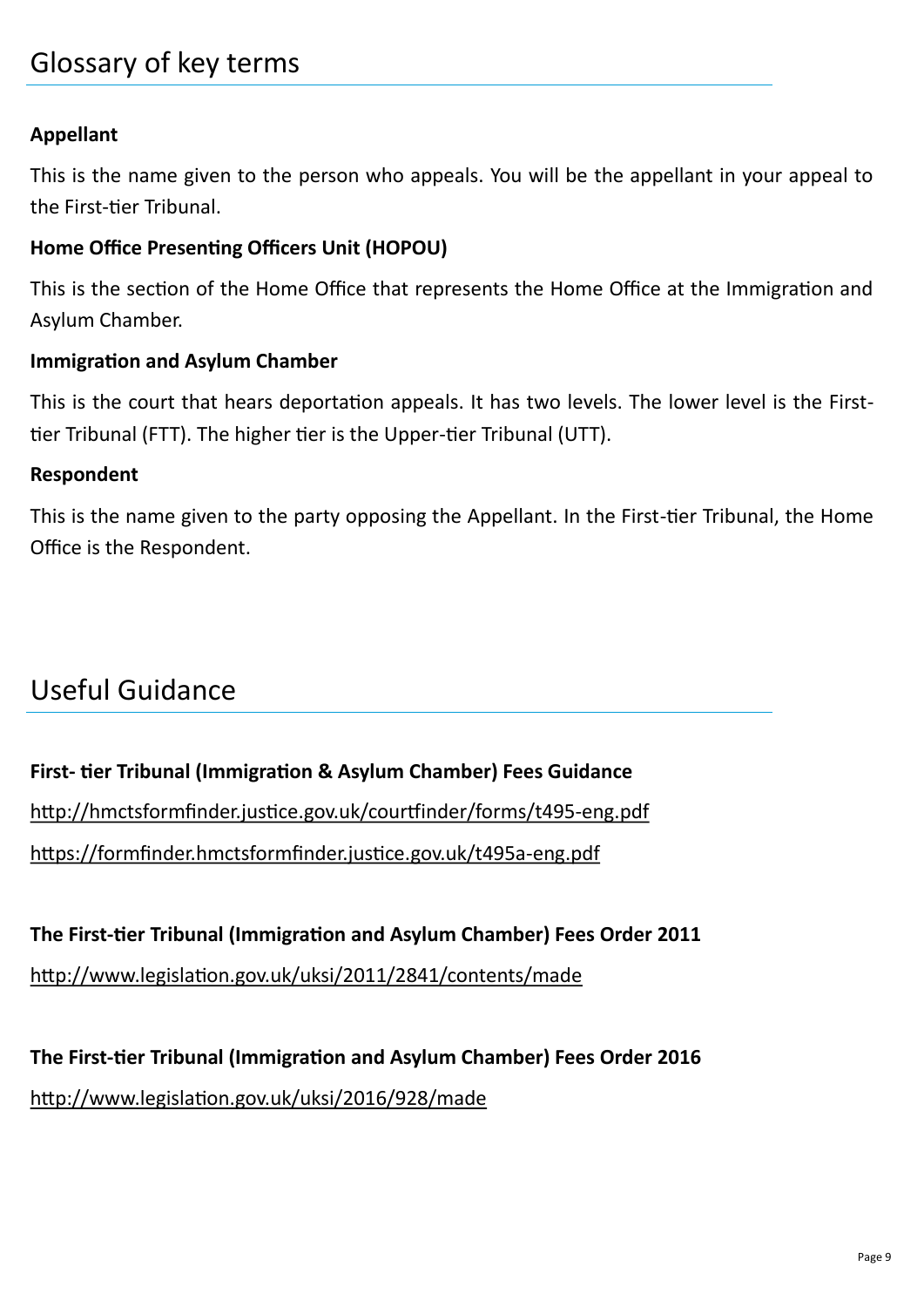## Glossary of key terms

**Appellant**

This is the name given to the person who appeals. You will be the appellant in your appeal to the First-tier Tribunal.

**Home Office Presenting Officers Unit (HOPOU)**

This is the section of the Home Office that represents the Home Office at the Immigration and Asylum Chamber.

**Immigration and Asylum Chamber**

This is the court that hears deportation appeals. It has two levels. The lower level is the First-tier Tribunal (FTT). The higher tier is the Upper-tier Tribunal (UTT).

**Respondent**

This is the name given to the party opposing the Appellant. In the First-tier Tribunal, the Home Office is the Respondent.

## Useful Guidance

**First- tier Tribunal (Immigration & Asylum Chamber) Fees Guidance**

http://hmctsformfinder.justice.gov.uk/courtfinder/forms/t495-eng.pdf

https://formfinder.hmctsformfinder.justice.gov.uk/t495a-eng.pdf

**The First-tier Tribunal (Immigration and Asylum Chamber) Fees Order 2011**

http://www.legislation.gov.uk/uksi/2011/2841/contents/made

**The First-tier Tribunal (Immigration and Asylum Chamber) Fees Order 2016**

http://www.legislation.gov.uk/uksi/2016/928/made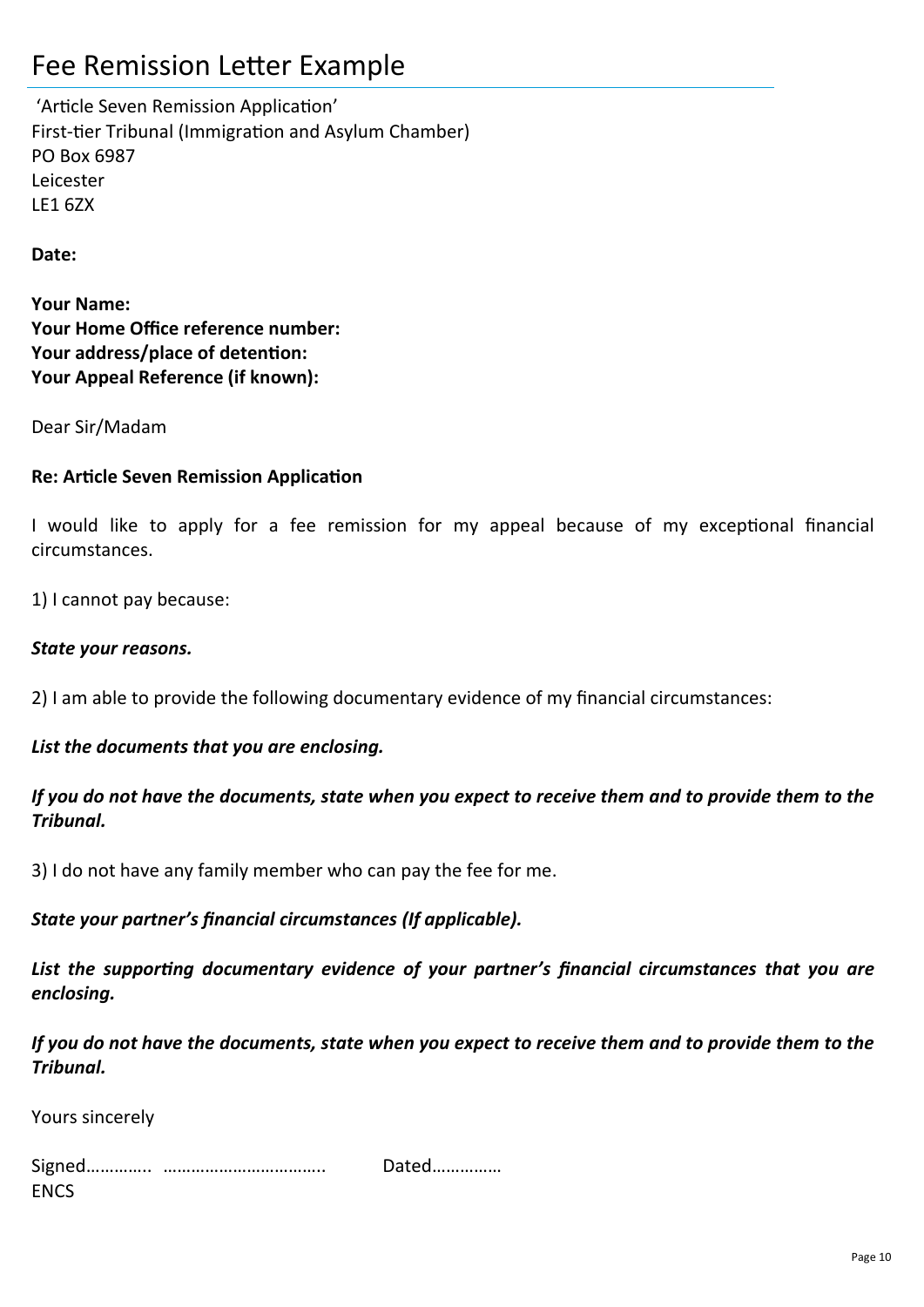# Fee Remission Letter Example

'Article Seven Remission Application'
First-tier Tribunal (Immigration and Asylum Chamber)
PO Box 6987
Leicester
LE1 6ZX

**Date:**

**Your Name:**
**Your Home Office reference number:**
**Your address/place of detention:**
**Your Appeal Reference (if known):**

Dear Sir/Madam

**Re: Article Seven Remission Application**

I would like to apply for a fee remission for my appeal because of my exceptional financial circumstances.

1) I cannot pay because:

***State your reasons.***

2) I am able to provide the following documentary evidence of my financial circumstances:

***List the documents that you are enclosing.***

***If you do not have the documents, state when you expect to receive them and to provide them to the Tribunal.***

3) I do not have any family member who can pay the fee for me.

***State your partner's financial circumstances (If applicable).***

***List the supporting documentary evidence of your partner's financial circumstances that you are enclosing.***

***If you do not have the documents, state when you expect to receive them and to provide them to the Tribunal.***

Yours sincerely

Signed………….. …………………………….. Dated……………
ENCS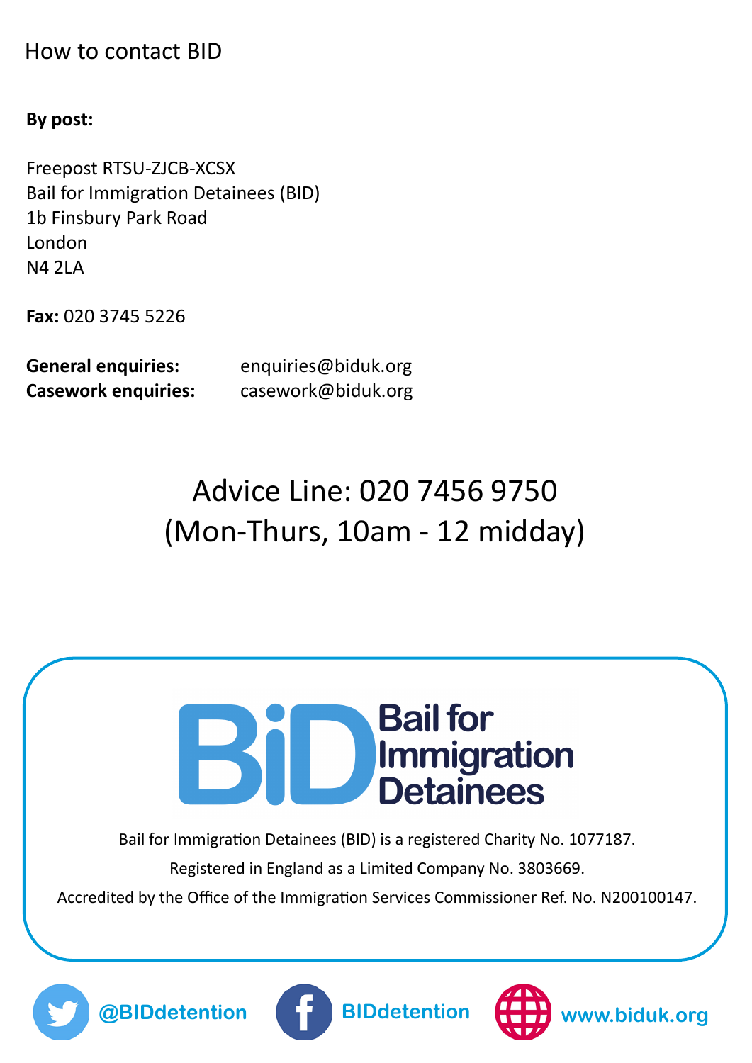## How to contact BID

**By post:**

Freepost RTSU-ZJCB-XCSX
Bail for Immigration Detainees (BID)
1b Finsbury Park Road
London
N4 2LA

**Fax:** 020 3745 5226

**General enquiries:** enquiries@biduk.org
**Casework enquiries:** casework@biduk.org

Advice Line: 020 7456 9750
(Mon-Thurs, 10am - 12 midday)

BiD Bail for Immigration Detainees

Bail for Immigration Detainees (BID) is a registered Charity No. 1077187.

Registered in England as a Limited Company No. 3803669.

Accredited by the Office of the Immigration Services Commissioner Ref. No. N200100147.

@BIDdetention BIDdetention www.biduk.org